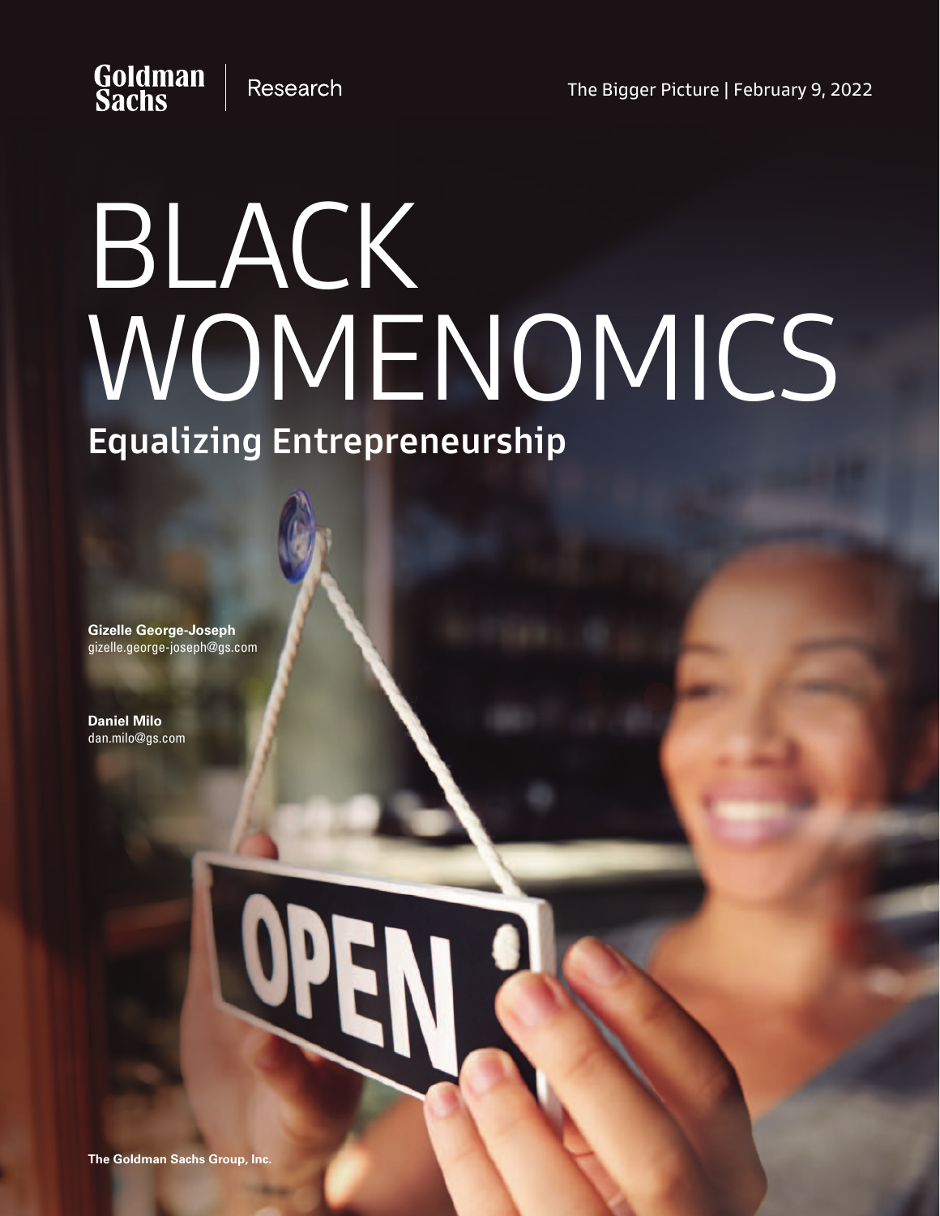Goldman Sachs | Research

The Bigger Picture | February 9, 2022

# BLACK WOMENOMICS

## Equalizing Entrepreneurship

**Gizelle George-Joseph**
gizelle.george-joseph@gs.com

**Daniel Milo**
dan.milo@gs.com

**The Goldman Sachs Group, Inc.**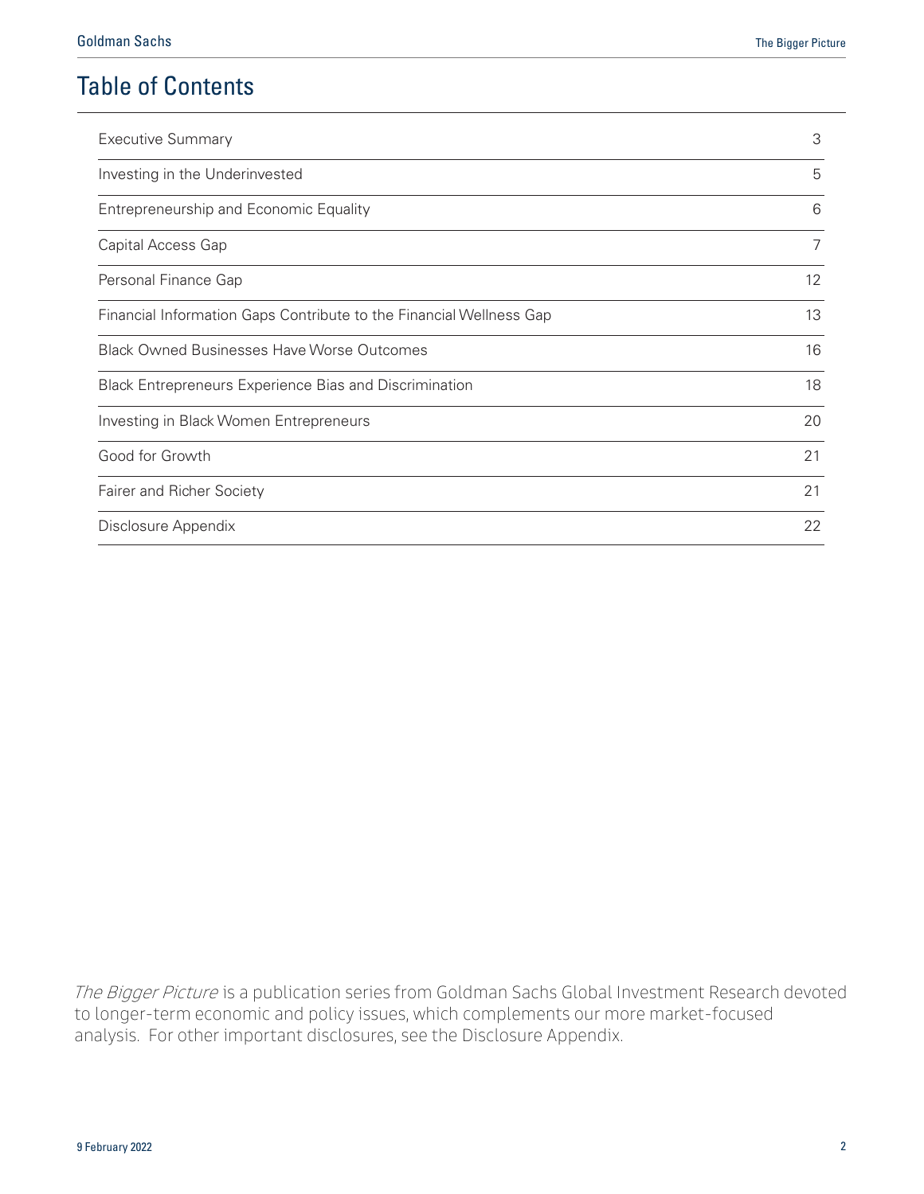# Table of Contents

| | |
|---|---|
| Executive Summary | 3 |
| Investing in the Underinvested | 5 |
| Entrepreneurship and Economic Equality | 6 |
| Capital Access Gap | 7 |
| Personal Finance Gap | 12 |
| Financial Information Gaps Contribute to the Financial Wellness Gap | 13 |
| Black Owned Businesses Have Worse Outcomes | 16 |
| Black Entrepreneurs Experience Bias and Discrimination | 18 |
| Investing in Black Women Entrepreneurs | 20 |
| Good for Growth | 21 |
| Fairer and Richer Society | 21 |
| Disclosure Appendix | 22 |

*The Bigger Picture* is a publication series from Goldman Sachs Global Investment Research devoted to longer-term economic and policy issues, which complements our more market-focused analysis. For other important disclosures, see the Disclosure Appendix.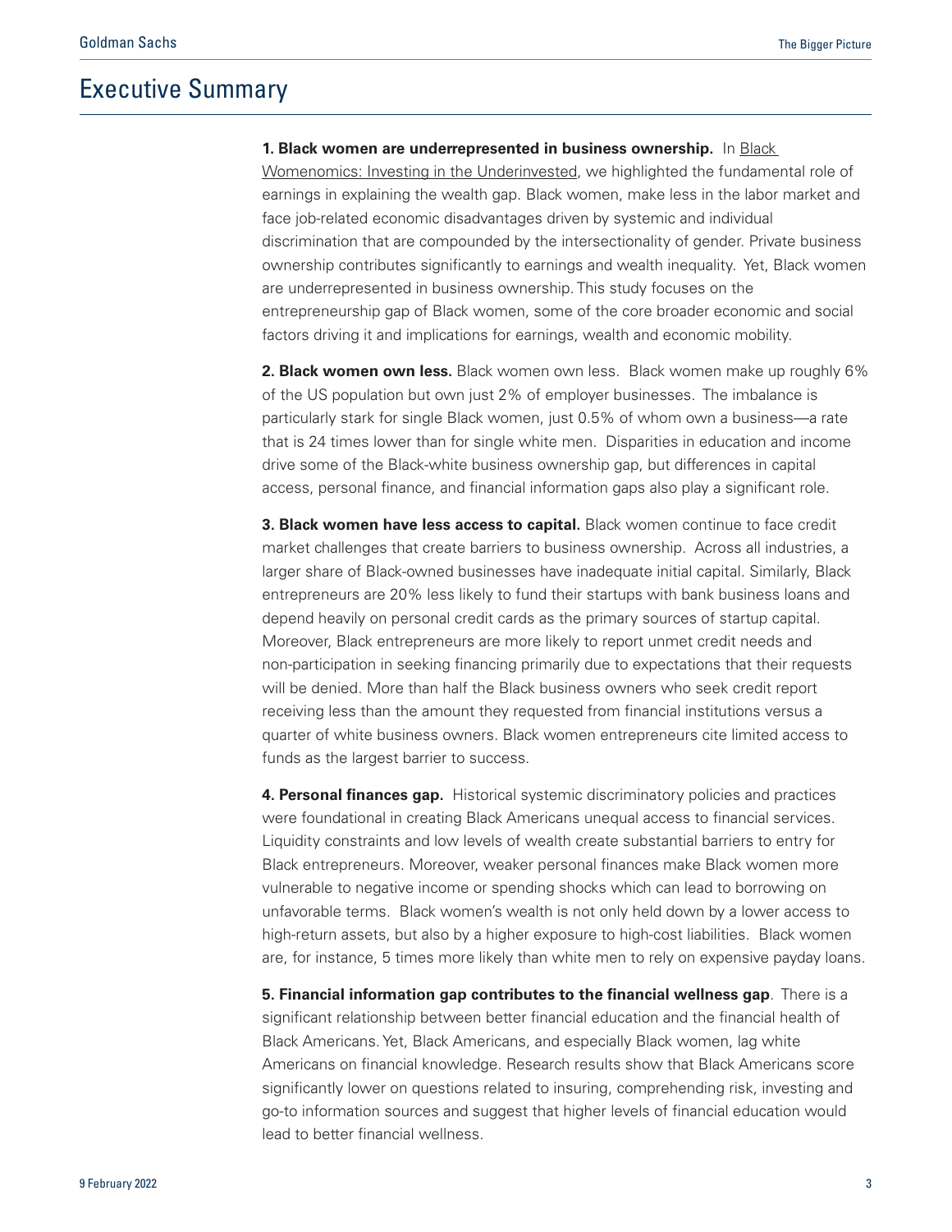# Executive Summary

**1. Black women are underrepresented in business ownership.** In Black Womenomics: Investing in the Underinvested, we highlighted the fundamental role of earnings in explaining the wealth gap. Black women, make less in the labor market and face job-related economic disadvantages driven by systemic and individual discrimination that are compounded by the intersectionality of gender. Private business ownership contributes significantly to earnings and wealth inequality. Yet, Black women are underrepresented in business ownership. This study focuses on the entrepreneurship gap of Black women, some of the core broader economic and social factors driving it and implications for earnings, wealth and economic mobility.

**2. Black women own less.** Black women own less. Black women make up roughly 6% of the US population but own just 2% of employer businesses. The imbalance is particularly stark for single Black women, just 0.5% of whom own a business—a rate that is 24 times lower than for single white men. Disparities in education and income drive some of the Black-white business ownership gap, but differences in capital access, personal finance, and financial information gaps also play a significant role.

**3. Black women have less access to capital.** Black women continue to face credit market challenges that create barriers to business ownership. Across all industries, a larger share of Black-owned businesses have inadequate initial capital. Similarly, Black entrepreneurs are 20% less likely to fund their startups with bank business loans and depend heavily on personal credit cards as the primary sources of startup capital. Moreover, Black entrepreneurs are more likely to report unmet credit needs and non-participation in seeking financing primarily due to expectations that their requests will be denied. More than half the Black business owners who seek credit report receiving less than the amount they requested from financial institutions versus a quarter of white business owners. Black women entrepreneurs cite limited access to funds as the largest barrier to success.

**4. Personal finances gap.** Historical systemic discriminatory policies and practices were foundational in creating Black Americans unequal access to financial services. Liquidity constraints and low levels of wealth create substantial barriers to entry for Black entrepreneurs. Moreover, weaker personal finances make Black women more vulnerable to negative income or spending shocks which can lead to borrowing on unfavorable terms. Black women's wealth is not only held down by a lower access to high-return assets, but also by a higher exposure to high-cost liabilities. Black women are, for instance, 5 times more likely than white men to rely on expensive payday loans.

**5. Financial information gap contributes to the financial wellness gap**. There is a significant relationship between better financial education and the financial health of Black Americans. Yet, Black Americans, and especially Black women, lag white Americans on financial knowledge. Research results show that Black Americans score significantly lower on questions related to insuring, comprehending risk, investing and go-to information sources and suggest that higher levels of financial education would lead to better financial wellness.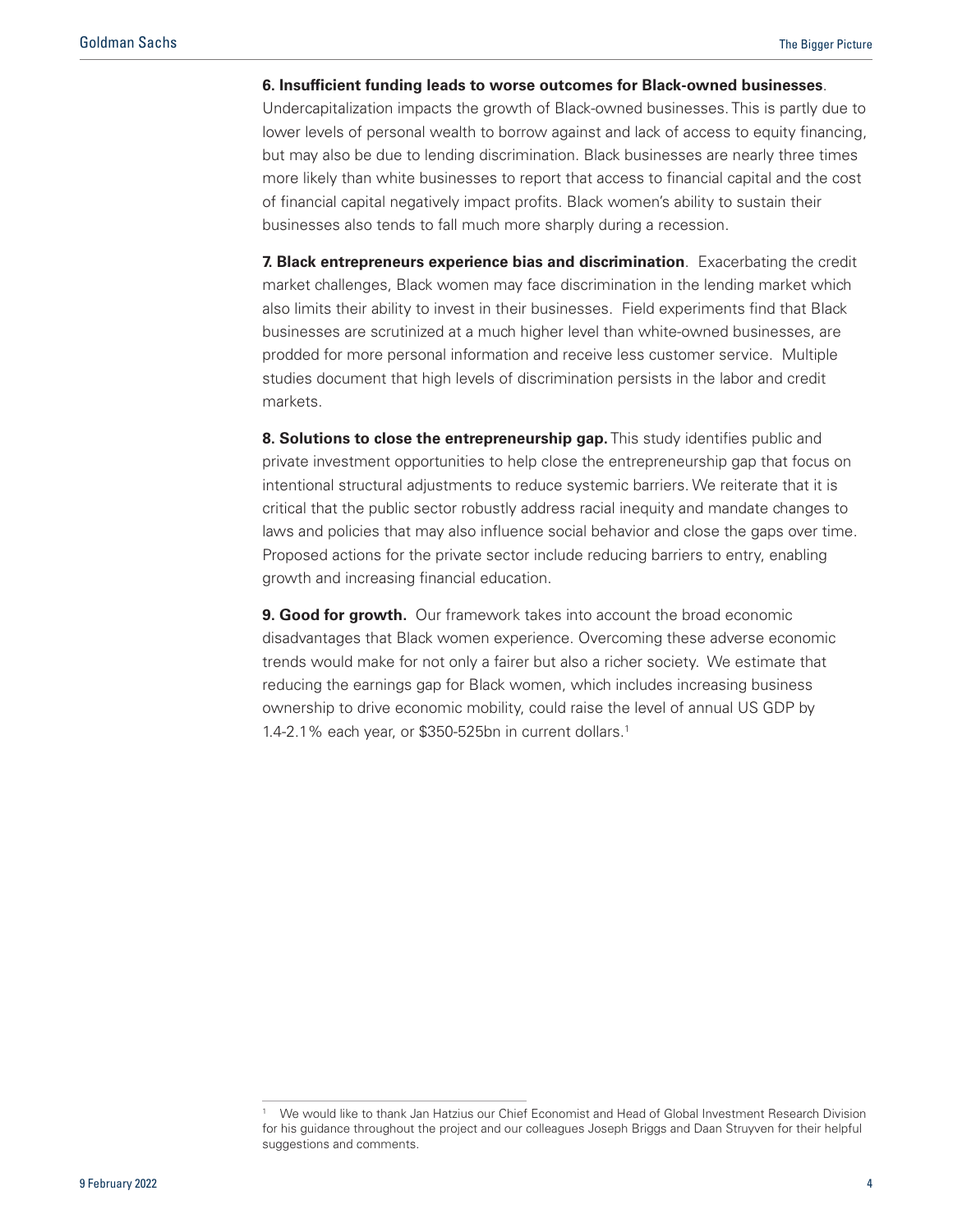**6. Insufficient funding leads to worse outcomes for Black-owned businesses**. Undercapitalization impacts the growth of Black-owned businesses. This is partly due to lower levels of personal wealth to borrow against and lack of access to equity financing, but may also be due to lending discrimination. Black businesses are nearly three times more likely than white businesses to report that access to financial capital and the cost of financial capital negatively impact profits. Black women's ability to sustain their businesses also tends to fall much more sharply during a recession.

**7. Black entrepreneurs experience bias and discrimination**. Exacerbating the credit market challenges, Black women may face discrimination in the lending market which also limits their ability to invest in their businesses. Field experiments find that Black businesses are scrutinized at a much higher level than white-owned businesses, are prodded for more personal information and receive less customer service. Multiple studies document that high levels of discrimination persists in the labor and credit markets.

**8. Solutions to close the entrepreneurship gap.** This study identifies public and private investment opportunities to help close the entrepreneurship gap that focus on intentional structural adjustments to reduce systemic barriers. We reiterate that it is critical that the public sector robustly address racial inequity and mandate changes to laws and policies that may also influence social behavior and close the gaps over time. Proposed actions for the private sector include reducing barriers to entry, enabling growth and increasing financial education.

**9. Good for growth.** Our framework takes into account the broad economic disadvantages that Black women experience. Overcoming these adverse economic trends would make for not only a fairer but also a richer society. We estimate that reducing the earnings gap for Black women, which includes increasing business ownership to drive economic mobility, could raise the level of annual US GDP by 1.4-2.1% each year, or $350-525bn in current dollars.[1]

---

[1] We would like to thank Jan Hatzius our Chief Economist and Head of Global Investment Research Division for his guidance throughout the project and our colleagues Joseph Briggs and Daan Struyven for their helpful suggestions and comments.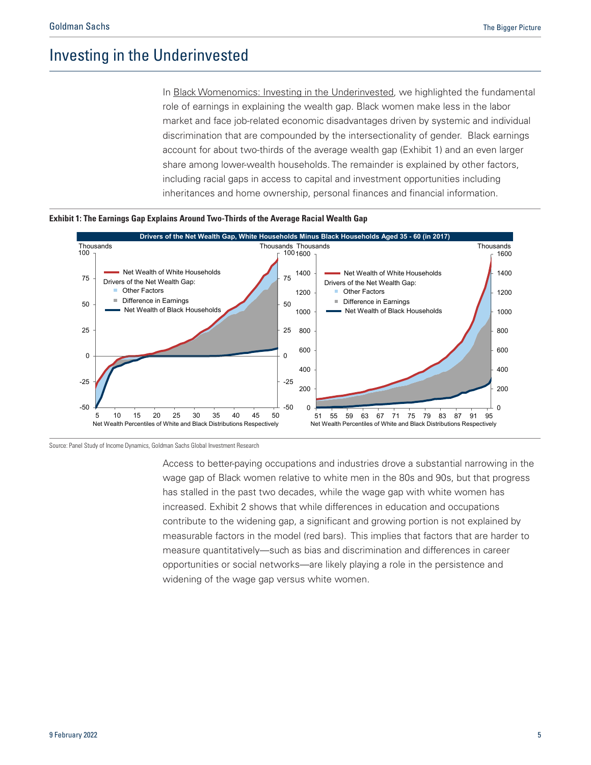# Investing in the Underinvested

In Black Womenomics: Investing in the Underinvested, we highlighted the fundamental role of earnings in explaining the wealth gap. Black women make less in the labor market and face job-related economic disadvantages driven by systemic and individual discrimination that are compounded by the intersectionality of gender. Black earnings account for about two-thirds of the average wealth gap (Exhibit 1) and an even larger share among lower-wealth households. The remainder is explained by other factors, including racial gaps in access to capital and investment opportunities including inheritances and home ownership, personal finances and financial information.

**Exhibit 1: The Earnings Gap Explains Around Two-Thirds of the Average Racial Wealth Gap**

Drivers of the Net Wealth Gap, White Households Minus Black Households Aged 35 - 60 (in 2017)

Source: Panel Study of Income Dynamics, Goldman Sachs Global Investment Research

Access to better-paying occupations and industries drove a substantial narrowing in the wage gap of Black women relative to white men in the 80s and 90s, but that progress has stalled in the past two decades, while the wage gap with white women has increased. Exhibit 2 shows that while differences in education and occupations contribute to the widening gap, a significant and growing portion is not explained by measurable factors in the model (red bars). This implies that factors that are harder to measure quantitatively—such as bias and discrimination and differences in career opportunities or social networks—are likely playing a role in the persistence and widening of the wage gap versus white women.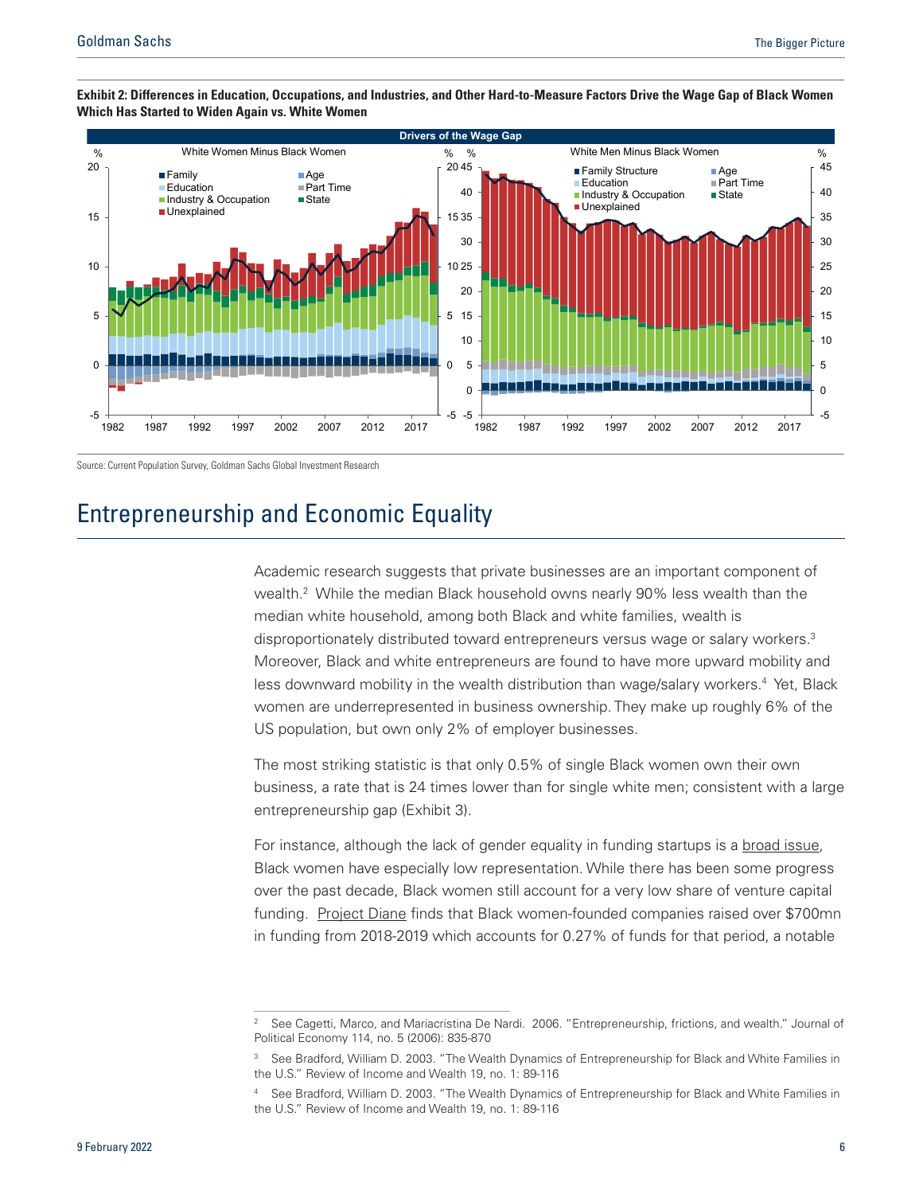**Exhibit 2: Differences in Education, Occupations, and Industries, and Other Hard-to-Measure Factors Drive the Wage Gap of Black Women Which Has Started to Widen Again vs. White Women**

Source: Current Population Survey, Goldman Sachs Global Investment Research

## Entrepreneurship and Economic Equality

Academic research suggests that private businesses are an important component of wealth.[2] While the median Black household owns nearly 90% less wealth than the median white household, among both Black and white families, wealth is disproportionately distributed toward entrepreneurs versus wage or salary workers.[3] Moreover, Black and white entrepreneurs are found to have more upward mobility and less downward mobility in the wealth distribution than wage/salary workers.[4] Yet, Black women are underrepresented in business ownership. They make up roughly 6% of the US population, but own only 2% of employer businesses.

The most striking statistic is that only 0.5% of single Black women own their own business, a rate that is 24 times lower than for single white men; consistent with a large entrepreneurship gap (Exhibit 3).

For instance, although the lack of gender equality in funding startups is a broad issue, Black women have especially low representation. While there has been some progress over the past decade, Black women still account for a very low share of venture capital funding. Project Diane finds that Black women-founded companies raised over $700mn in funding from 2018-2019 which accounts for 0.27% of funds for that period, a notable

---

[2] See Cagetti, Marco, and Mariacristina De Nardi. 2006. "Entrepreneurship, frictions, and wealth." Journal of Political Economy 114, no. 5 (2006): 835-870

[3] See Bradford, William D. 2003. "The Wealth Dynamics of Entrepreneurship for Black and White Families in the U.S." Review of Income and Wealth 19, no. 1: 89-116

[4] See Bradford, William D. 2003. "The Wealth Dynamics of Entrepreneurship for Black and White Families in the U.S." Review of Income and Wealth 19, no. 1: 89-116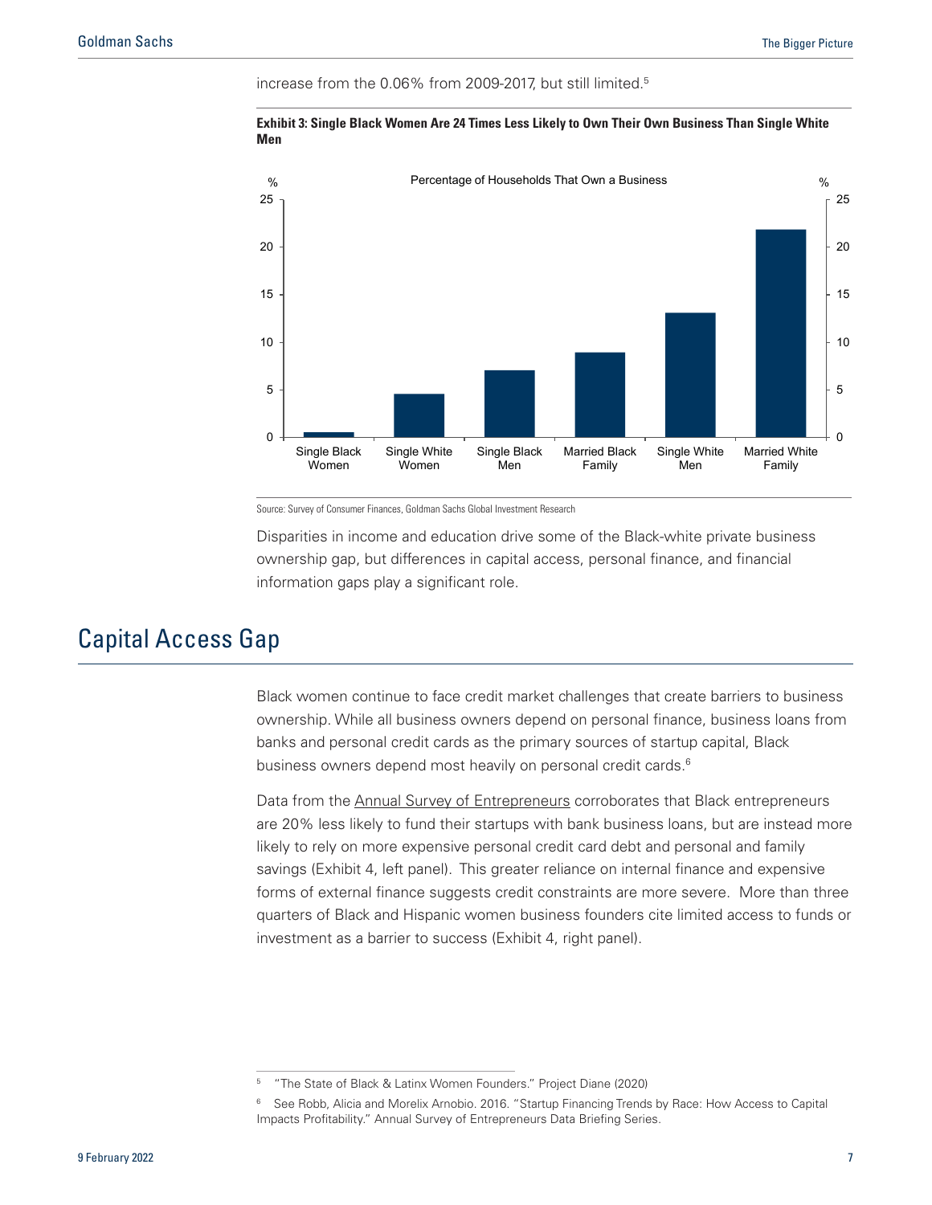increase from the 0.06% from 2009-2017, but still limited.[5]

**Exhibit 3: Single Black Women Are 24 Times Less Likely to Own Their Own Business Than Single White Men**

Percentage of Households That Own a Business

Source: Survey of Consumer Finances, Goldman Sachs Global Investment Research

Disparities in income and education drive some of the Black-white private business ownership gap, but differences in capital access, personal finance, and financial information gaps play a significant role.

## Capital Access Gap

Black women continue to face credit market challenges that create barriers to business ownership. While all business owners depend on personal finance, business loans from banks and personal credit cards as the primary sources of startup capital, Black business owners depend most heavily on personal credit cards.[6]

Data from the Annual Survey of Entrepreneurs corroborates that Black entrepreneurs are 20% less likely to fund their startups with bank business loans, but are instead more likely to rely on more expensive personal credit card debt and personal and family savings (Exhibit 4, left panel). This greater reliance on internal finance and expensive forms of external finance suggests credit constraints are more severe. More than three quarters of Black and Hispanic women business founders cite limited access to funds or investment as a barrier to success (Exhibit 4, right panel).

[5] "The State of Black & Latinx Women Founders." Project Diane (2020)

[6] See Robb, Alicia and Morelix Arnobio. 2016. "Startup Financing Trends by Race: How Access to Capital Impacts Profitability." Annual Survey of Entrepreneurs Data Briefing Series.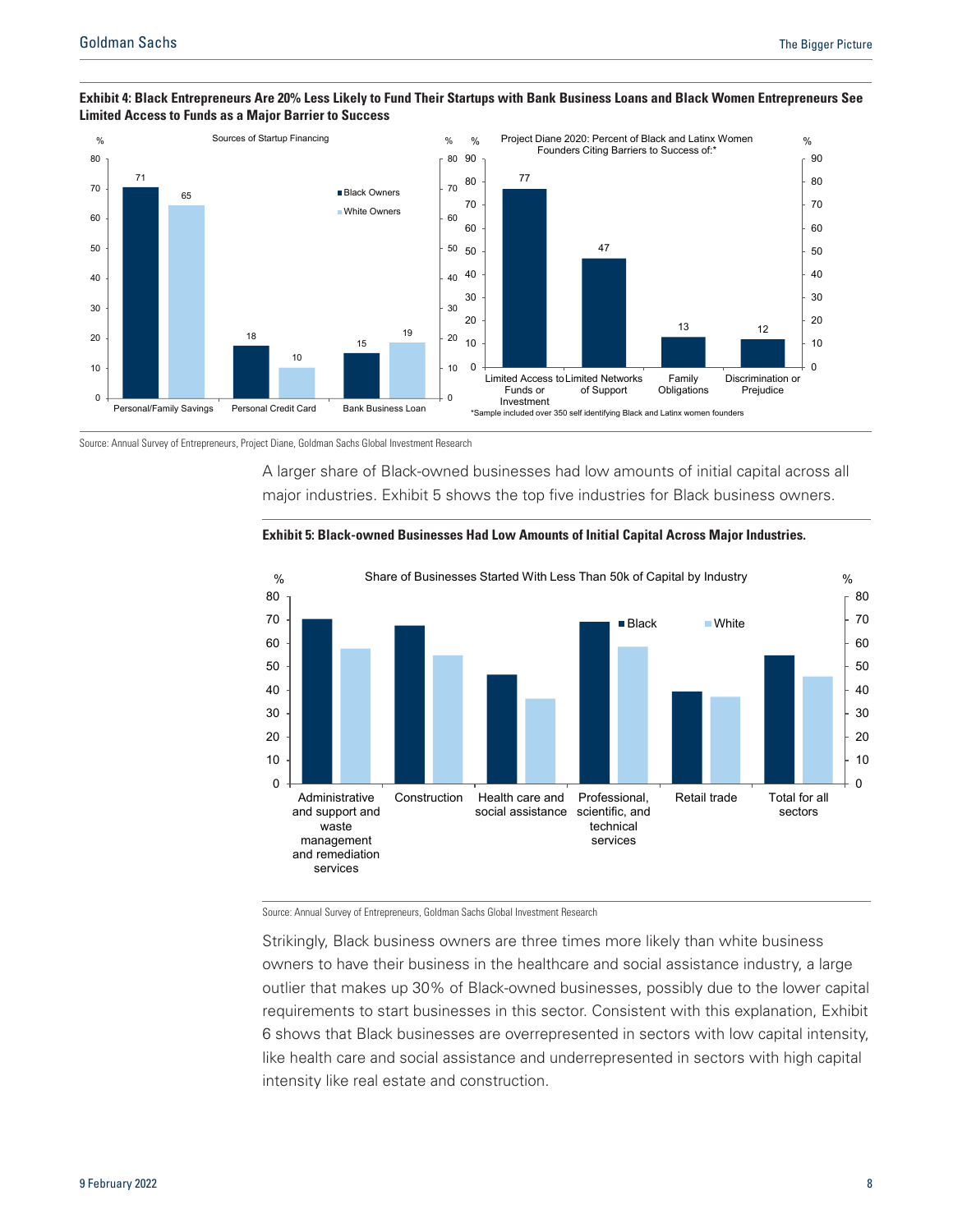**Exhibit 4: Black Entrepreneurs Are 20% Less Likely to Fund Their Startups with Bank Business Loans and Black Women Entrepreneurs See Limited Access to Funds as a Major Barrier to Success**

Sources of Startup Financing (%)

| | Black Owners | White Owners |
|---|---|---|
| Personal/Family Savings | 71 | 65 |
| Personal Credit Card | 18 | 10 |
| Bank Business Loan | 15 | 19 |

Project Diane 2020: Percent of Black and Latinx Women Founders Citing Barriers to Success of:* (%)

| Barrier | % |
|---|---|
| Limited Access to Funds or Investment | 77 |
| Limited Networks of Support | 47 |
| Family Obligations | 13 |
| Discrimination or Prejudice | 12 |

*Sample included over 350 self identifying Black and Latinx women founders

Source: Annual Survey of Entrepreneurs, Project Diane, Goldman Sachs Global Investment Research

A larger share of Black-owned businesses had low amounts of initial capital across all major industries. Exhibit 5 shows the top five industries for Black business owners.

**Exhibit 5: Black-owned Businesses Had Low Amounts of Initial Capital Across Major Industries.**

Share of Businesses Started With Less Than 50k of Capital by Industry (%; approximate values read from chart)

| Industry | Black | White |
|---|---|---|
| Administrative and support and waste management and remediation services | ~70 | ~58 |
| Construction | ~68 | ~55 |
| Health care and social assistance | ~47 | ~37 |
| Professional, scientific, and technical services | ~69 | ~59 |
| Retail trade | ~39 | ~37 |
| Total for all sectors | ~55 | ~46 |

Source: Annual Survey of Entrepreneurs, Goldman Sachs Global Investment Research

Strikingly, Black business owners are three times more likely than white business owners to have their business in the healthcare and social assistance industry, a large outlier that makes up 30% of Black-owned businesses, possibly due to the lower capital requirements to start businesses in this sector. Consistent with this explanation, Exhibit 6 shows that Black businesses are overrepresented in sectors with low capital intensity, like health care and social assistance and underrepresented in sectors with high capital intensity like real estate and construction.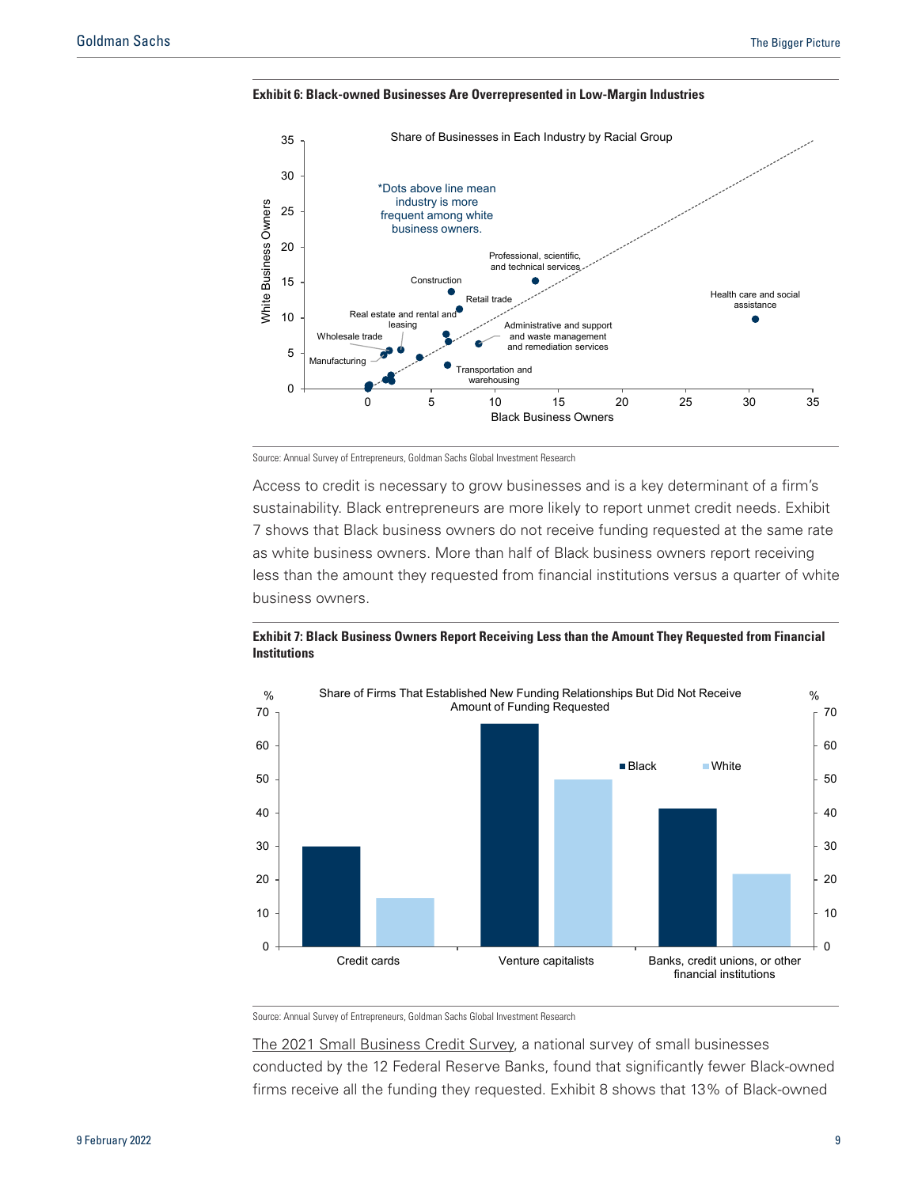**Exhibit 6: Black-owned Businesses Are Overrepresented in Low-Margin Industries**

Source: Annual Survey of Entrepreneurs, Goldman Sachs Global Investment Research

Access to credit is necessary to grow businesses and is a key determinant of a firm's sustainability. Black entrepreneurs are more likely to report unmet credit needs. Exhibit 7 shows that Black business owners do not receive funding requested at the same rate as white business owners. More than half of Black business owners report receiving less than the amount they requested from financial institutions versus a quarter of white business owners.

**Exhibit 7: Black Business Owners Report Receiving Less than the Amount They Requested from Financial Institutions**

Source: Annual Survey of Entrepreneurs, Goldman Sachs Global Investment Research

The 2021 Small Business Credit Survey, a national survey of small businesses conducted by the 12 Federal Reserve Banks, found that significantly fewer Black-owned firms receive all the funding they requested. Exhibit 8 shows that 13% of Black-owned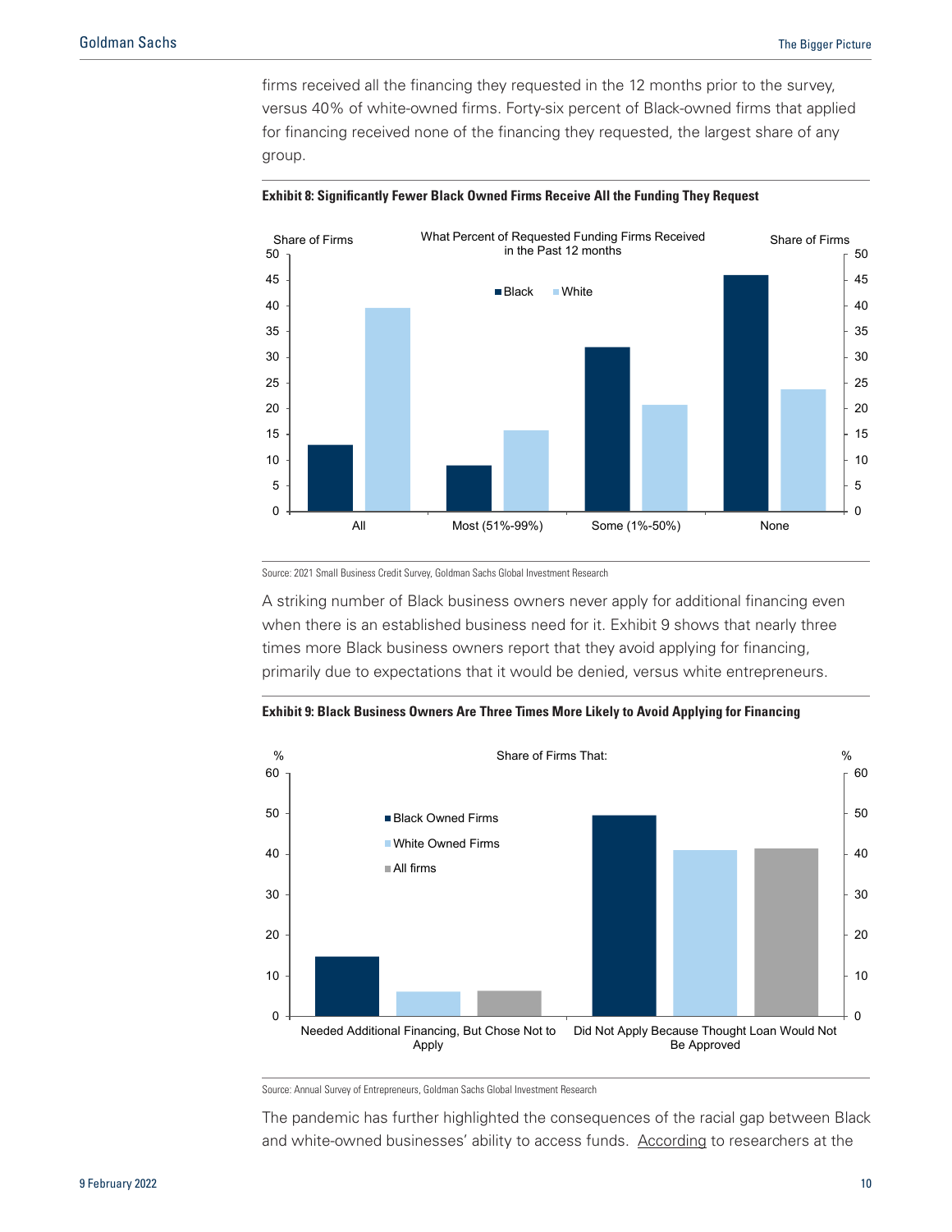firms received all the financing they requested in the 12 months prior to the survey, versus 40% of white-owned firms. Forty-six percent of Black-owned firms that applied for financing received none of the financing they requested, the largest share of any group.

**Exhibit 8: Significantly Fewer Black Owned Firms Receive All the Funding They Request**

What Percent of Requested Funding Firms Received in the Past 12 months

| Share of Firms | Black | White |
|---|---|---|
| All | 13 | 40 |
| Most (51%-99%) | 9 | 16 |
| Some (1%-50%) | 32 | 21 |
| None | 46 | 24 |

Source: 2021 Small Business Credit Survey, Goldman Sachs Global Investment Research

A striking number of Black business owners never apply for additional financing even when there is an established business need for it. Exhibit 9 shows that nearly three times more Black business owners report that they avoid applying for financing, primarily due to expectations that it would be denied, versus white entrepreneurs.

**Exhibit 9: Black Business Owners Are Three Times More Likely to Avoid Applying for Financing**

Share of Firms That:

| % | Black Owned Firms | White Owned Firms | All firms |
|---|---|---|---|
| Needed Additional Financing, But Chose Not to Apply | 15 | 6 | 6 |
| Did Not Apply Because Thought Loan Would Not Be Approved | 50 | 41 | 41 |

Source: Annual Survey of Entrepreneurs, Goldman Sachs Global Investment Research

The pandemic has further highlighted the consequences of the racial gap between Black and white-owned businesses' ability to access funds. According to researchers at the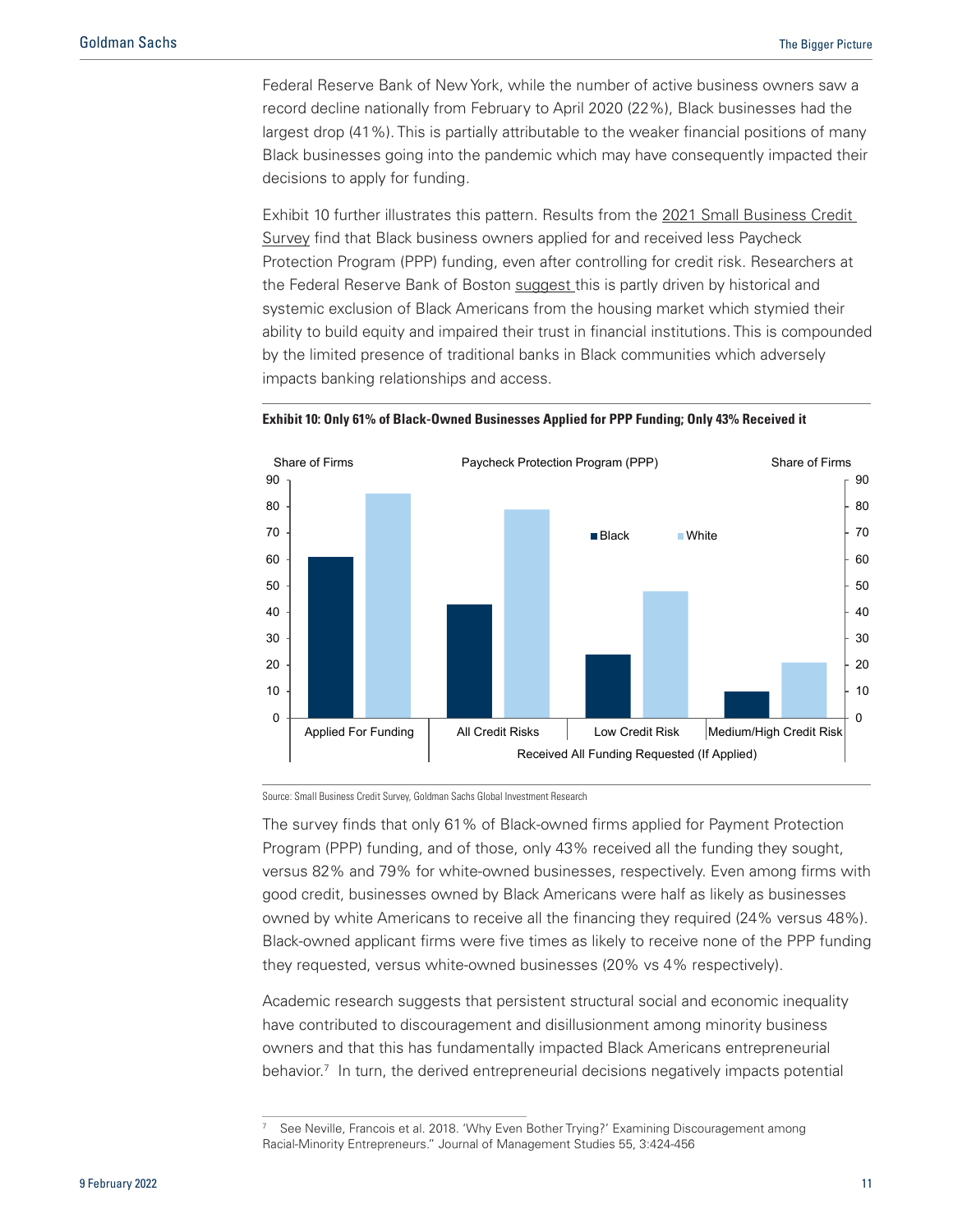Federal Reserve Bank of New York, while the number of active business owners saw a record decline nationally from February to April 2020 (22%), Black businesses had the largest drop (41%). This is partially attributable to the weaker financial positions of many Black businesses going into the pandemic which may have consequently impacted their decisions to apply for funding.

Exhibit 10 further illustrates this pattern. Results from the 2021 Small Business Credit Survey find that Black business owners applied for and received less Paycheck Protection Program (PPP) funding, even after controlling for credit risk. Researchers at the Federal Reserve Bank of Boston suggest this is partly driven by historical and systemic exclusion of Black Americans from the housing market which stymied their ability to build equity and impaired their trust in financial institutions. This is compounded by the limited presence of traditional banks in Black communities which adversely impacts banking relationships and access.

**Exhibit 10: Only 61% of Black-Owned Businesses Applied for PPP Funding; Only 43% Received it**

Source: Small Business Credit Survey, Goldman Sachs Global Investment Research

The survey finds that only 61% of Black-owned firms applied for Payment Protection Program (PPP) funding, and of those, only 43% received all the funding they sought, versus 82% and 79% for white-owned businesses, respectively. Even among firms with good credit, businesses owned by Black Americans were half as likely as businesses owned by white Americans to receive all the financing they required (24% versus 48%). Black-owned applicant firms were five times as likely to receive none of the PPP funding they requested, versus white-owned businesses (20% vs 4% respectively).

Academic research suggests that persistent structural social and economic inequality have contributed to discouragement and disillusionment among minority business owners and that this has fundamentally impacted Black Americans entrepreneurial behavior.[7] In turn, the derived entrepreneurial decisions negatively impacts potential

[7] See Neville, Francois et al. 2018. 'Why Even Bother Trying?' Examining Discouragement among Racial-Minority Entrepreneurs." Journal of Management Studies 55, 3:424-456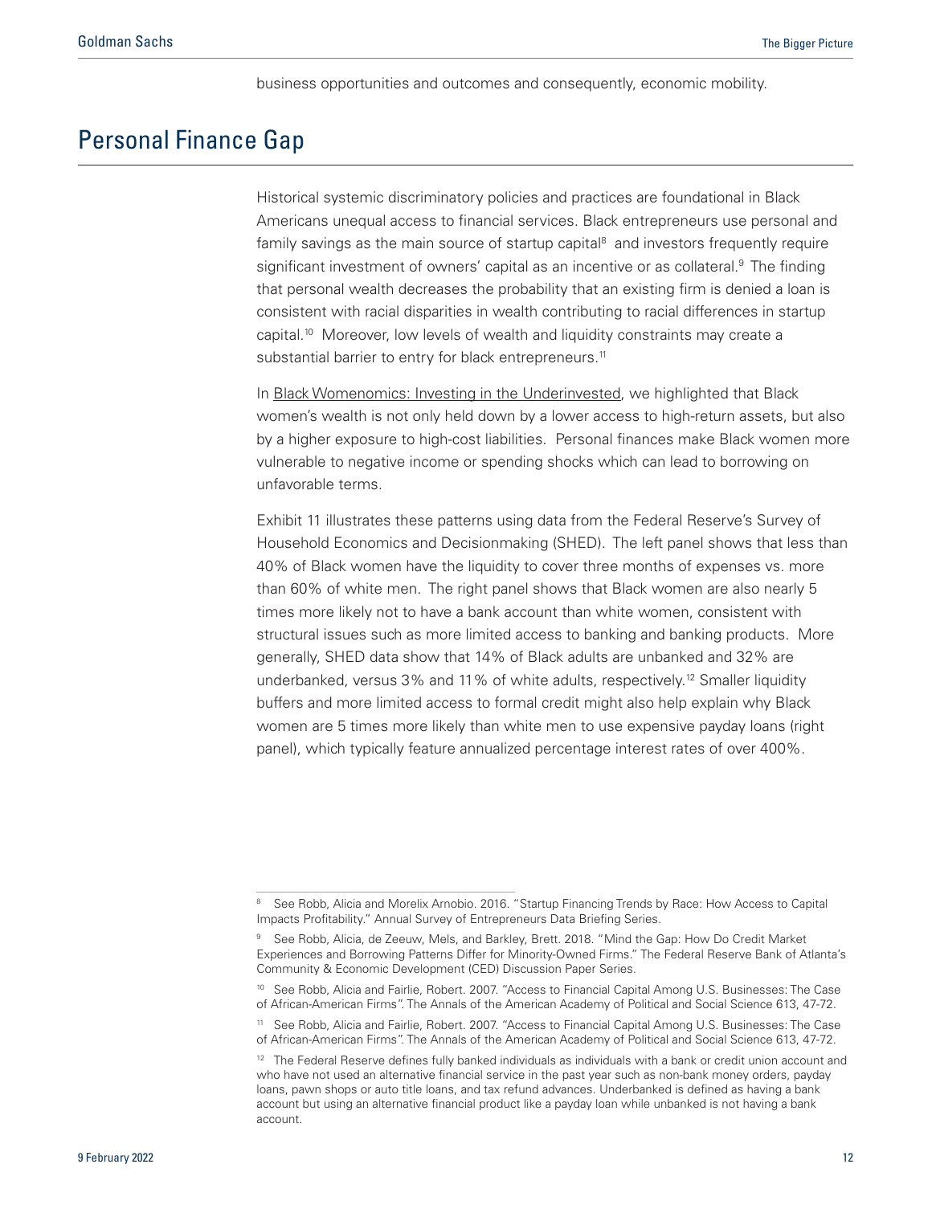business opportunities and outcomes and consequently, economic mobility.

## Personal Finance Gap

Historical systemic discriminatory policies and practices are foundational in Black Americans unequal access to financial services. Black entrepreneurs use personal and family savings as the main source of startup capital[8] and investors frequently require significant investment of owners' capital as an incentive or as collateral.[9] The finding that personal wealth decreases the probability that an existing firm is denied a loan is consistent with racial disparities in wealth contributing to racial differences in startup capital.[10] Moreover, low levels of wealth and liquidity constraints may create a substantial barrier to entry for black entrepreneurs.[11]

In Black Womenomics: Investing in the Underinvested, we highlighted that Black women's wealth is not only held down by a lower access to high-return assets, but also by a higher exposure to high-cost liabilities. Personal finances make Black women more vulnerable to negative income or spending shocks which can lead to borrowing on unfavorable terms.

Exhibit 11 illustrates these patterns using data from the Federal Reserve's Survey of Household Economics and Decisionmaking (SHED). The left panel shows that less than 40% of Black women have the liquidity to cover three months of expenses vs. more than 60% of white men. The right panel shows that Black women are also nearly 5 times more likely not to have a bank account than white women, consistent with structural issues such as more limited access to banking and banking products. More generally, SHED data show that 14% of Black adults are unbanked and 32% are underbanked, versus 3% and 11% of white adults, respectively.[12] Smaller liquidity buffers and more limited access to formal credit might also help explain why Black women are 5 times more likely than white men to use expensive payday loans (right panel), which typically feature annualized percentage interest rates of over 400%.

---

[8] See Robb, Alicia and Morelix Arnobio. 2016. "Startup Financing Trends by Race: How Access to Capital Impacts Profitability." Annual Survey of Entrepreneurs Data Briefing Series.

[9] See Robb, Alicia, de Zeeuw, Mels, and Barkley, Brett. 2018. "Mind the Gap: How Do Credit Market Experiences and Borrowing Patterns Differ for Minority-Owned Firms." The Federal Reserve Bank of Atlanta's Community & Economic Development (CED) Discussion Paper Series.

[10] See Robb, Alicia and Fairlie, Robert. 2007. "Access to Financial Capital Among U.S. Businesses: The Case of African-American Firms". The Annals of the American Academy of Political and Social Science 613, 47-72.

[11] See Robb, Alicia and Fairlie, Robert. 2007. "Access to Financial Capital Among U.S. Businesses: The Case of African-American Firms". The Annals of the American Academy of Political and Social Science 613, 47-72.

[12] The Federal Reserve defines fully banked individuals as individuals with a bank or credit union account and who have not used an alternative financial service in the past year such as non-bank money orders, payday loans, pawn shops or auto title loans, and tax refund advances. Underbanked is defined as having a bank account but using an alternative financial product like a payday loan while unbanked is not having a bank account.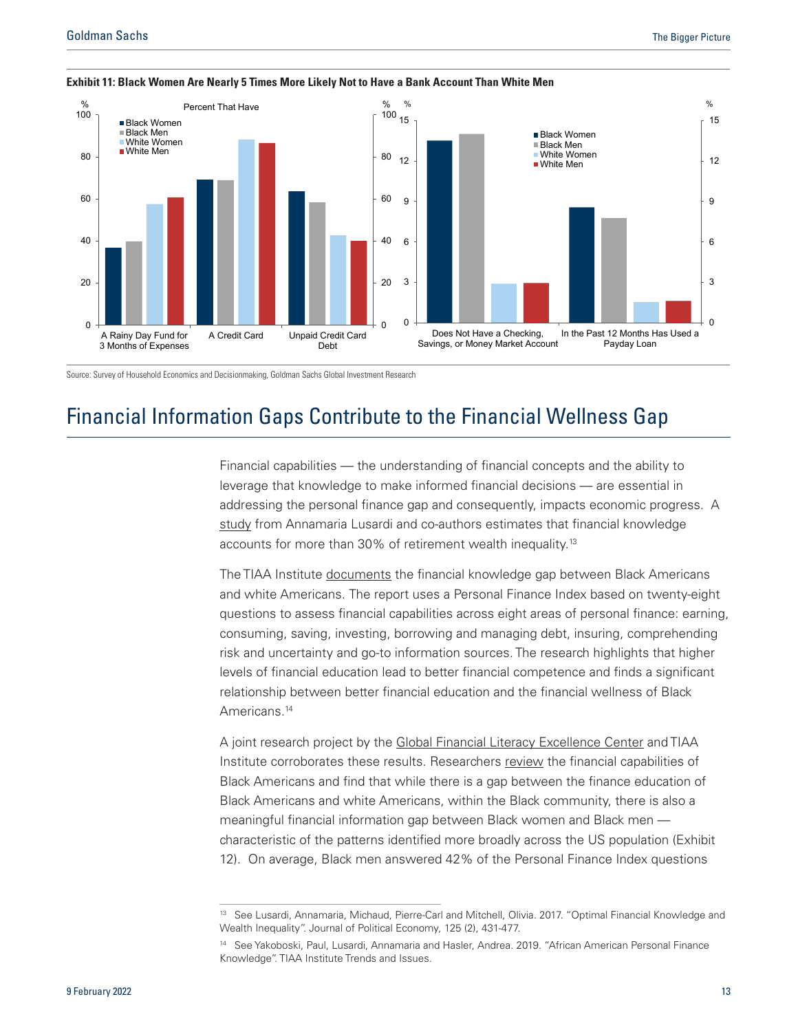**Exhibit 11: Black Women Are Nearly 5 Times More Likely Not to Have a Bank Account Than White Men**

Source: Survey of Household Economics and Decisionmaking, Goldman Sachs Global Investment Research

# Financial Information Gaps Contribute to the Financial Wellness Gap

Financial capabilities — the understanding of financial concepts and the ability to leverage that knowledge to make informed financial decisions — are essential in addressing the personal finance gap and consequently, impacts economic progress. A study from Annamaria Lusardi and co-authors estimates that financial knowledge accounts for more than 30% of retirement wealth inequality.[13]

The TIAA Institute documents the financial knowledge gap between Black Americans and white Americans. The report uses a Personal Finance Index based on twenty-eight questions to assess financial capabilities across eight areas of personal finance: earning, consuming, saving, investing, borrowing and managing debt, insuring, comprehending risk and uncertainty and go-to information sources. The research highlights that higher levels of financial education lead to better financial competence and finds a significant relationship between better financial education and the financial wellness of Black Americans.[14]

A joint research project by the Global Financial Literacy Excellence Center and TIAA Institute corroborates these results. Researchers review the financial capabilities of Black Americans and find that while there is a gap between the finance education of Black Americans and white Americans, within the Black community, there is also a meaningful financial information gap between Black women and Black men — characteristic of the patterns identified more broadly across the US population (Exhibit 12). On average, Black men answered 42% of the Personal Finance Index questions

---

[13] See Lusardi, Annamaria, Michaud, Pierre-Carl and Mitchell, Olivia. 2017. "Optimal Financial Knowledge and Wealth Inequality". Journal of Political Economy, 125 (2), 431-477.

[14] See Yakoboski, Paul, Lusardi, Annamaria and Hasler, Andrea. 2019. "African American Personal Finance Knowledge". TIAA Institute Trends and Issues.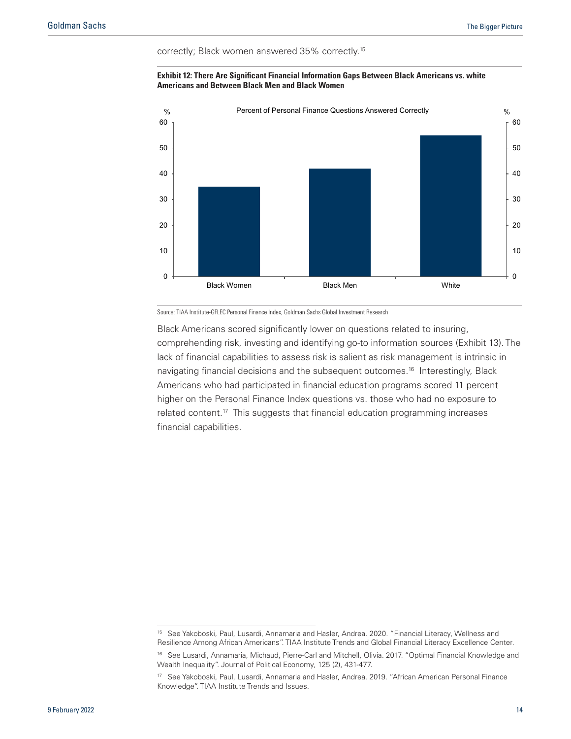correctly; Black women answered 35% correctly.[15]

**Exhibit 12: There Are Significant Financial Information Gaps Between Black Americans vs. white Americans and Between Black Men and Black Women**

Source: TIAA Institute-GFLEC Personal Finance Index, Goldman Sachs Global Investment Research

Black Americans scored significantly lower on questions related to insuring, comprehending risk, investing and identifying go-to information sources (Exhibit 13). The lack of financial capabilities to assess risk is salient as risk management is intrinsic in navigating financial decisions and the subsequent outcomes.[16] Interestingly, Black Americans who had participated in financial education programs scored 11 percent higher on the Personal Finance Index questions vs. those who had no exposure to related content.[17] This suggests that financial education programming increases financial capabilities.

---

[15] See Yakoboski, Paul, Lusardi, Annamaria and Hasler, Andrea. 2020. "Financial Literacy, Wellness and Resilience Among African Americans". TIAA Institute Trends and Global Financial Literacy Excellence Center.

[16] See Lusardi, Annamaria, Michaud, Pierre-Carl and Mitchell, Olivia. 2017. "Optimal Financial Knowledge and Wealth Inequality". Journal of Political Economy, 125 (2), 431-477.

[17] See Yakoboski, Paul, Lusardi, Annamaria and Hasler, Andrea. 2019. "African American Personal Finance Knowledge". TIAA Institute Trends and Issues.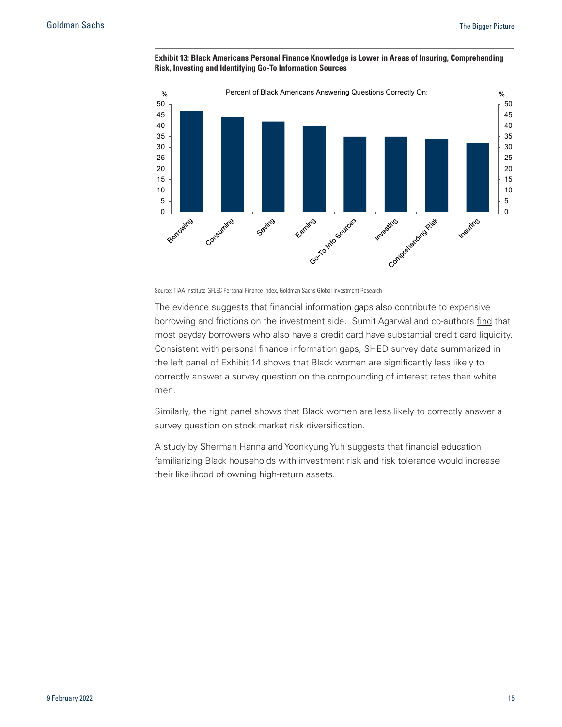**Exhibit 13: Black Americans Personal Finance Knowledge is Lower in Areas of Insuring, Comprehending Risk, Investing and Identifying Go-To Information Sources**

Source: TIAA Institute-GFLEC Personal Finance Index, Goldman Sachs Global Investment Research

The evidence suggests that financial information gaps also contribute to expensive borrowing and frictions on the investment side. Sumit Agarwal and co-authors find that most payday borrowers who also have a credit card have substantial credit card liquidity. Consistent with personal finance information gaps, SHED survey data summarized in the left panel of Exhibit 14 shows that Black women are significantly less likely to correctly answer a survey question on the compounding of interest rates than white men.

Similarly, the right panel shows that Black women are less likely to correctly answer a survey question on stock market risk diversification.

A study by Sherman Hanna and Yoonkyung Yuh suggests that financial education familiarizing Black households with investment risk and risk tolerance would increase their likelihood of owning high-return assets.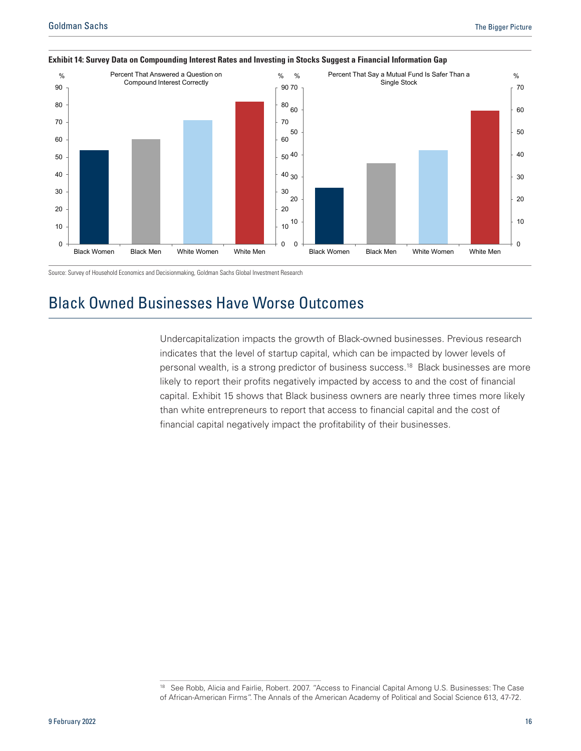**Exhibit 14: Survey Data on Compounding Interest Rates and Investing in Stocks Suggest a Financial Information Gap**

Source: Survey of Household Economics and Decisionmaking, Goldman Sachs Global Investment Research

## Black Owned Businesses Have Worse Outcomes

Undercapitalization impacts the growth of Black-owned businesses. Previous research indicates that the level of startup capital, which can be impacted by lower levels of personal wealth, is a strong predictor of business success.[18] Black businesses are more likely to report their profits negatively impacted by access to and the cost of financial capital. Exhibit 15 shows that Black business owners are nearly three times more likely than white entrepreneurs to report that access to financial capital and the cost of financial capital negatively impact the profitability of their businesses.

[18] See Robb, Alicia and Fairlie, Robert. 2007. "Access to Financial Capital Among U.S. Businesses: The Case of African-American Firms". The Annals of the American Academy of Political and Social Science 613, 47-72.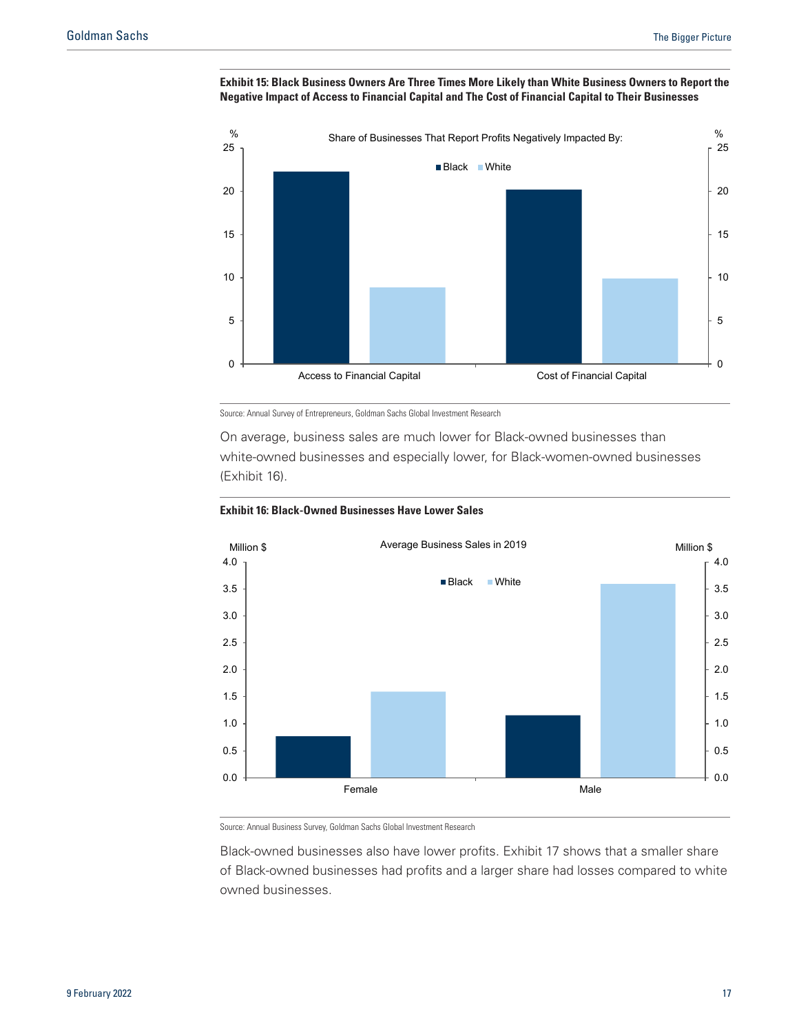**Exhibit 15: Black Business Owners Are Three Times More Likely than White Business Owners to Report the Negative Impact of Access to Financial Capital and The Cost of Financial Capital to Their Businesses**

Source: Annual Survey of Entrepreneurs, Goldman Sachs Global Investment Research

On average, business sales are much lower for Black-owned businesses than white-owned businesses and especially lower, for Black-women-owned businesses (Exhibit 16).

**Exhibit 16: Black-Owned Businesses Have Lower Sales**

Source: Annual Business Survey, Goldman Sachs Global Investment Research

Black-owned businesses also have lower profits. Exhibit 17 shows that a smaller share of Black-owned businesses had profits and a larger share had losses compared to white owned businesses.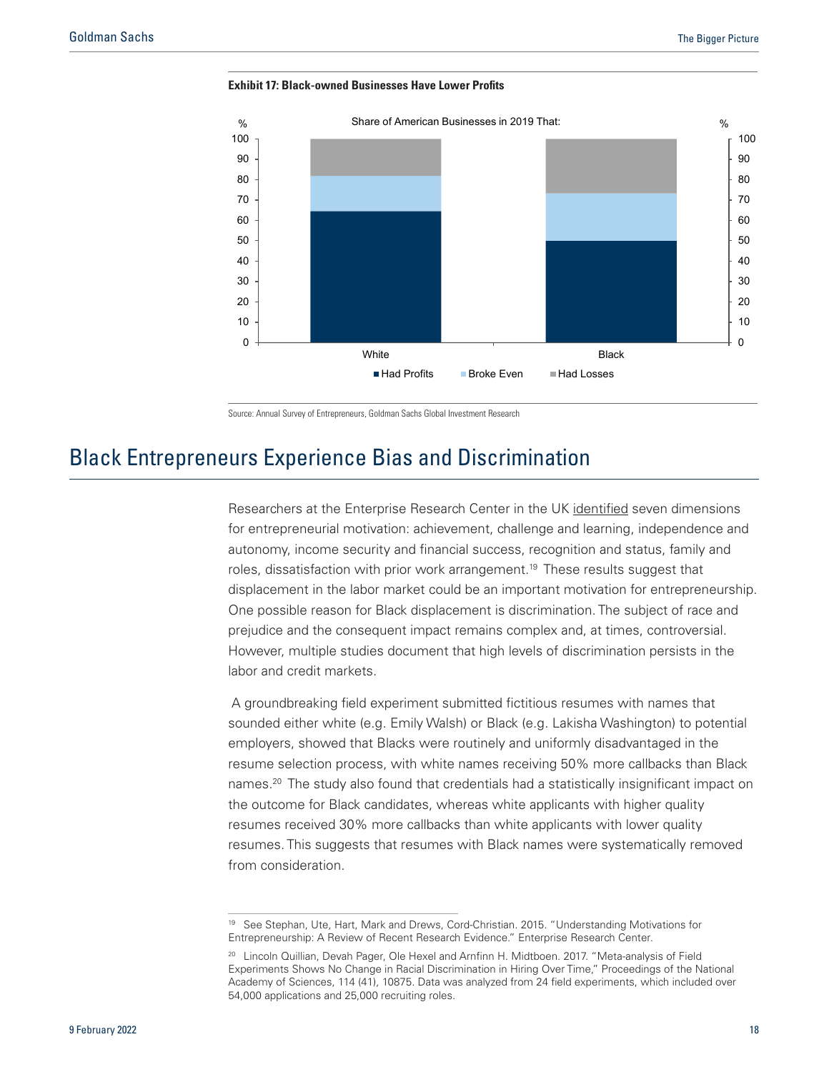**Exhibit 17: Black-owned Businesses Have Lower Profits**

Share of American Businesses in 2019 That:

Source: Annual Survey of Entrepreneurs, Goldman Sachs Global Investment Research

## Black Entrepreneurs Experience Bias and Discrimination

Researchers at the Enterprise Research Center in the UK identified seven dimensions for entrepreneurial motivation: achievement, challenge and learning, independence and autonomy, income security and financial success, recognition and status, family and roles, dissatisfaction with prior work arrangement.[19] These results suggest that displacement in the labor market could be an important motivation for entrepreneurship. One possible reason for Black displacement is discrimination. The subject of race and prejudice and the consequent impact remains complex and, at times, controversial. However, multiple studies document that high levels of discrimination persists in the labor and credit markets.

A groundbreaking field experiment submitted fictitious resumes with names that sounded either white (e.g. Emily Walsh) or Black (e.g. Lakisha Washington) to potential employers, showed that Blacks were routinely and uniformly disadvantaged in the resume selection process, with white names receiving 50% more callbacks than Black names.[20] The study also found that credentials had a statistically insignificant impact on the outcome for Black candidates, whereas white applicants with higher quality resumes received 30% more callbacks than white applicants with lower quality resumes. This suggests that resumes with Black names were systematically removed from consideration.

[19] See Stephan, Ute, Hart, Mark and Drews, Cord-Christian. 2015. "Understanding Motivations for Entrepreneurship: A Review of Recent Research Evidence." Enterprise Research Center.

[20] Lincoln Quillian, Devah Pager, Ole Hexel and Arnfinn H. Midtboen. 2017. "Meta-analysis of Field Experiments Shows No Change in Racial Discrimination in Hiring Over Time," Proceedings of the National Academy of Sciences, 114 (41), 10875. Data was analyzed from 24 field experiments, which included over 54,000 applications and 25,000 recruiting roles.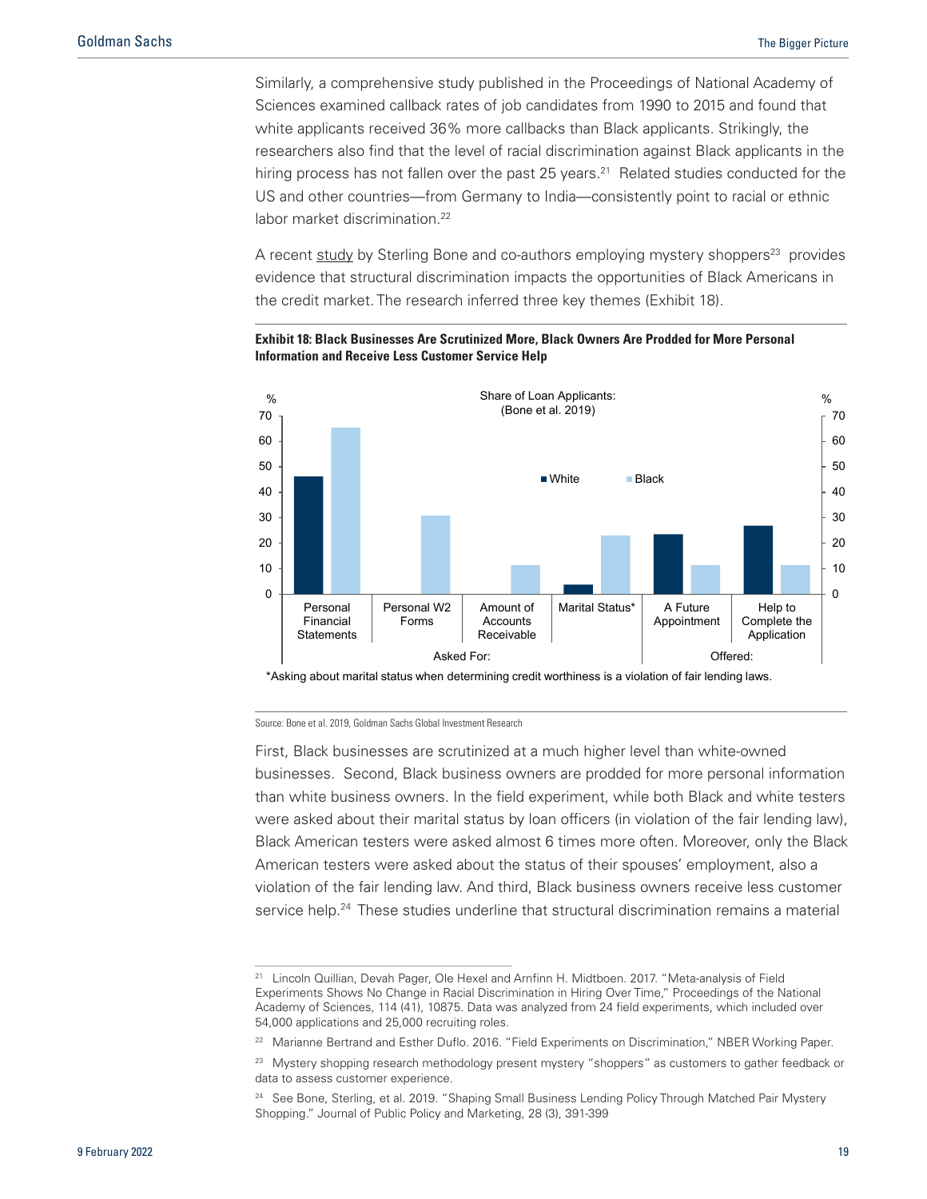Similarly, a comprehensive study published in the Proceedings of National Academy of Sciences examined callback rates of job candidates from 1990 to 2015 and found that white applicants received 36% more callbacks than Black applicants. Strikingly, the researchers also find that the level of racial discrimination against Black applicants in the hiring process has not fallen over the past 25 years.[21] Related studies conducted for the US and other countries—from Germany to India—consistently point to racial or ethnic labor market discrimination.[22]

A recent study by Sterling Bone and co-authors employing mystery shoppers[23] provides evidence that structural discrimination impacts the opportunities of Black Americans in the credit market. The research inferred three key themes (Exhibit 18).

**Exhibit 18: Black Businesses Are Scrutinized More, Black Owners Are Prodded for More Personal Information and Receive Less Customer Service Help**

Share of Loan Applicants: (Bone et al. 2019)

| | Category | White (%) | Black (%) |
|---|---|---|---|
| Asked For: | Personal Financial Statements | ~46 | ~65 |
| | Personal W2 Forms | 0 | ~31 |
| | Amount of Accounts Receivable | 0 | ~12 |
| | Marital Status* | ~4 | ~23 |
| Offered: | A Future Appointment | ~23 | ~12 |
| | Help to Complete the Application | ~27 | ~12 |

*Asking about marital status when determining credit worthiness is a violation of fair lending laws.

Source: Bone et al. 2019, Goldman Sachs Global Investment Research

First, Black businesses are scrutinized at a much higher level than white-owned businesses. Second, Black business owners are prodded for more personal information than white business owners. In the field experiment, while both Black and white testers were asked about their marital status by loan officers (in violation of the fair lending law), Black American testers were asked almost 6 times more often. Moreover, only the Black American testers were asked about the status of their spouses' employment, also a violation of the fair lending law. And third, Black business owners receive less customer service help.[24] These studies underline that structural discrimination remains a material

[21] Lincoln Quillian, Devah Pager, Ole Hexel and Arnfinn H. Midtboen. 2017. "Meta-analysis of Field Experiments Shows No Change in Racial Discrimination in Hiring Over Time," Proceedings of the National Academy of Sciences, 114 (41), 10875. Data was analyzed from 24 field experiments, which included over 54,000 applications and 25,000 recruiting roles.

[22] Marianne Bertrand and Esther Duflo. 2016. "Field Experiments on Discrimination," NBER Working Paper.

[23] Mystery shopping research methodology present mystery "shoppers" as customers to gather feedback or data to assess customer experience.

[24] See Bone, Sterling, et al. 2019. "Shaping Small Business Lending Policy Through Matched Pair Mystery Shopping." Journal of Public Policy and Marketing, 28 (3), 391-399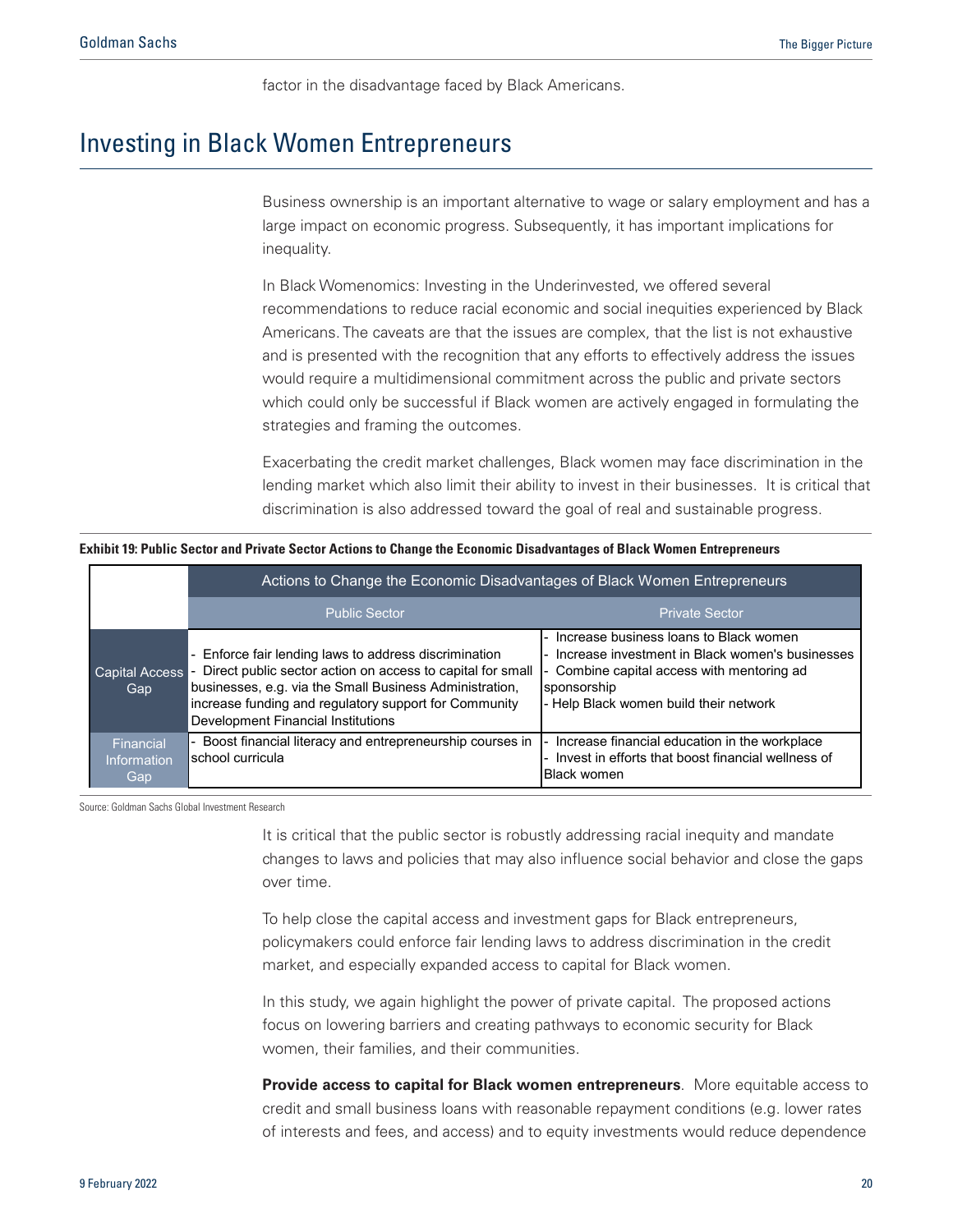factor in the disadvantage faced by Black Americans.

## Investing in Black Women Entrepreneurs

Business ownership is an important alternative to wage or salary employment and has a large impact on economic progress. Subsequently, it has important implications for inequality.

In Black Womenomics: Investing in the Underinvested, we offered several recommendations to reduce racial economic and social inequities experienced by Black Americans. The caveats are that the issues are complex, that the list is not exhaustive and is presented with the recognition that any efforts to effectively address the issues would require a multidimensional commitment across the public and private sectors which could only be successful if Black women are actively engaged in formulating the strategies and framing the outcomes.

Exacerbating the credit market challenges, Black women may face discrimination in the lending market which also limit their ability to invest in their businesses. It is critical that discrimination is also addressed toward the goal of real and sustainable progress.

**Exhibit 19: Public Sector and Private Sector Actions to Change the Economic Disadvantages of Black Women Entrepreneurs**

| | Actions to Change the Economic Disadvantages of Black Women Entrepreneurs | |
|---|---|---|
| | Public Sector | Private Sector |
| Capital Access Gap | - Enforce fair lending laws to address discrimination<br>- Direct public sector action on access to capital for small businesses, e.g. via the Small Business Administration, increase funding and regulatory support for Community Development Financial Institutions | - Increase business loans to Black women<br>- Increase investment in Black women's businesses<br>- Combine capital access with mentoring ad sponsorship<br>- Help Black women build their network |
| Financial Information Gap | - Boost financial literacy and entrepreneurship courses in school curricula | - Increase financial education in the workplace<br>- Invest in efforts that boost financial wellness of Black women |

Source: Goldman Sachs Global Investment Research

It is critical that the public sector is robustly addressing racial inequity and mandate changes to laws and policies that may also influence social behavior and close the gaps over time.

To help close the capital access and investment gaps for Black entrepreneurs, policymakers could enforce fair lending laws to address discrimination in the credit market, and especially expanded access to capital for Black women.

In this study, we again highlight the power of private capital. The proposed actions focus on lowering barriers and creating pathways to economic security for Black women, their families, and their communities.

**Provide access to capital for Black women entrepreneurs**. More equitable access to credit and small business loans with reasonable repayment conditions (e.g. lower rates of interests and fees, and access) and to equity investments would reduce dependence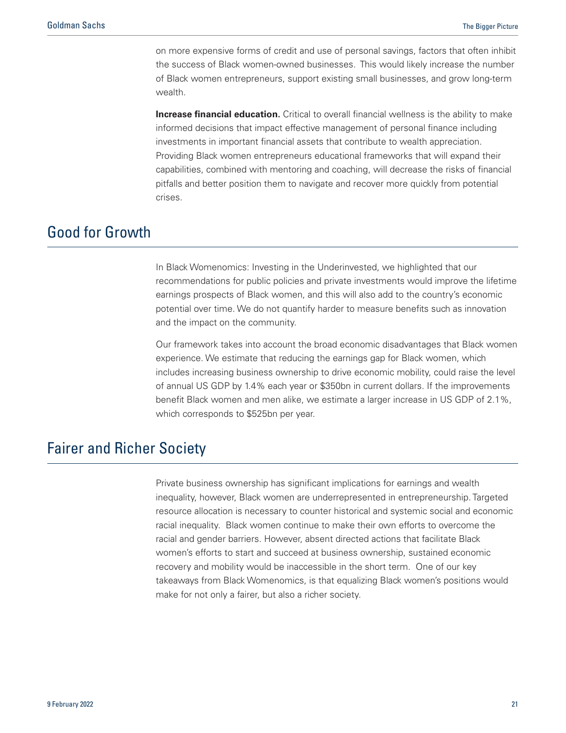on more expensive forms of credit and use of personal savings, factors that often inhibit the success of Black women-owned businesses. This would likely increase the number of Black women entrepreneurs, support existing small businesses, and grow long-term wealth.

**Increase financial education.** Critical to overall financial wellness is the ability to make informed decisions that impact effective management of personal finance including investments in important financial assets that contribute to wealth appreciation. Providing Black women entrepreneurs educational frameworks that will expand their capabilities, combined with mentoring and coaching, will decrease the risks of financial pitfalls and better position them to navigate and recover more quickly from potential crises.

## Good for Growth

In Black Womenomics: Investing in the Underinvested, we highlighted that our recommendations for public policies and private investments would improve the lifetime earnings prospects of Black women, and this will also add to the country's economic potential over time. We do not quantify harder to measure benefits such as innovation and the impact on the community.

Our framework takes into account the broad economic disadvantages that Black women experience. We estimate that reducing the earnings gap for Black women, which includes increasing business ownership to drive economic mobility, could raise the level of annual US GDP by 1.4% each year or $350bn in current dollars. If the improvements benefit Black women and men alike, we estimate a larger increase in US GDP of 2.1%, which corresponds to $525bn per year.

## Fairer and Richer Society

Private business ownership has significant implications for earnings and wealth inequality, however, Black women are underrepresented in entrepreneurship. Targeted resource allocation is necessary to counter historical and systemic social and economic racial inequality. Black women continue to make their own efforts to overcome the racial and gender barriers. However, absent directed actions that facilitate Black women's efforts to start and succeed at business ownership, sustained economic recovery and mobility would be inaccessible in the short term. One of our key takeaways from Black Womenomics, is that equalizing Black women's positions would make for not only a fairer, but also a richer society.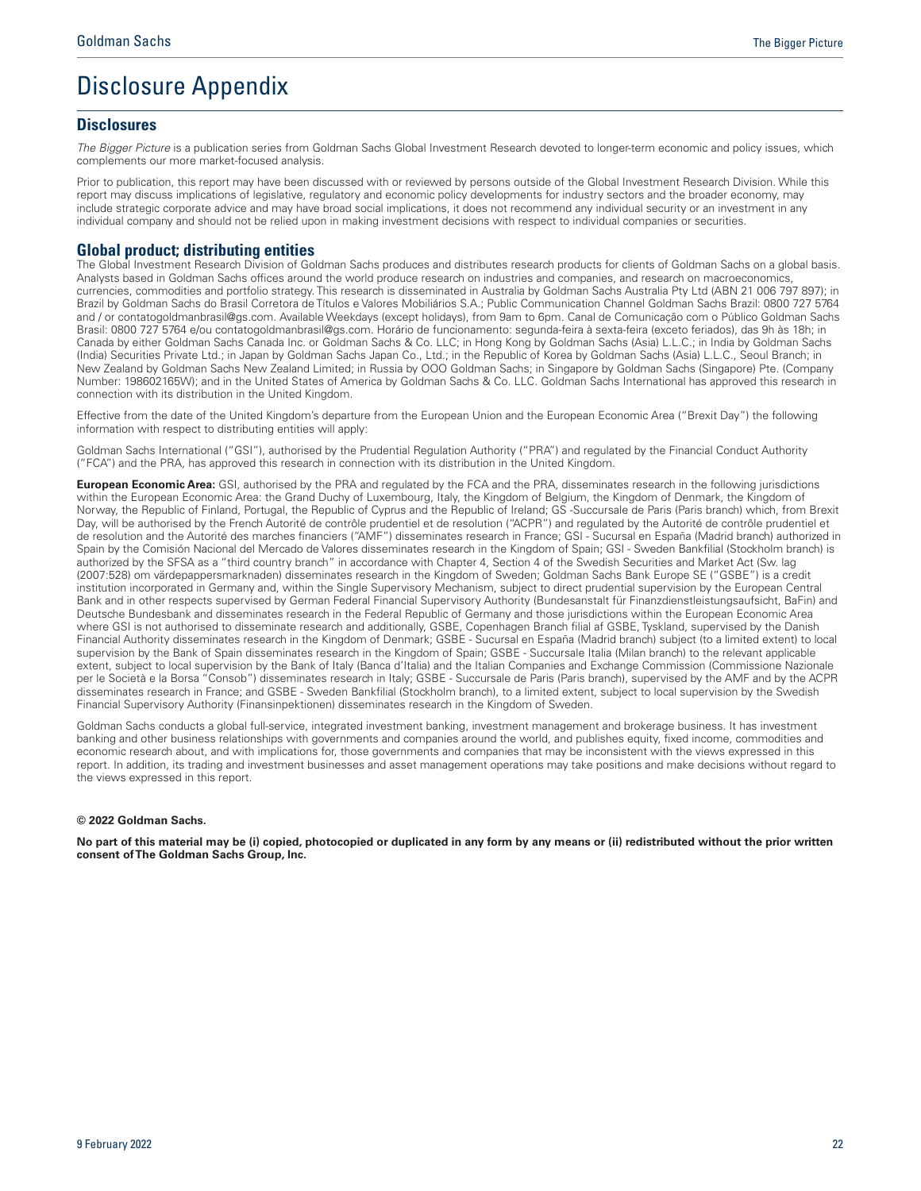# Disclosure Appendix

## Disclosures

*The Bigger Picture* is a publication series from Goldman Sachs Global Investment Research devoted to longer-term economic and policy issues, which complements our more market-focused analysis.

Prior to publication, this report may have been discussed with or reviewed by persons outside of the Global Investment Research Division. While this report may discuss implications of legislative, regulatory and economic policy developments for industry sectors and the broader economy, may include strategic corporate advice and may have broad social implications, it does not recommend any individual security or an investment in any individual company and should not be relied upon in making investment decisions with respect to individual companies or securities.

## Global product; distributing entities

The Global Investment Research Division of Goldman Sachs produces and distributes research products for clients of Goldman Sachs on a global basis. Analysts based in Goldman Sachs offices around the world produce research on industries and companies, and research on macroeconomics, currencies, commodities and portfolio strategy. This research is disseminated in Australia by Goldman Sachs Australia Pty Ltd (ABN 21 006 797 897); in Brazil by Goldman Sachs do Brasil Corretora de Títulos e Valores Mobiliários S.A.; Public Communication Channel Goldman Sachs Brazil: 0800 727 5764 and / or contatogoldmanbrasil@gs.com. Available Weekdays (except holidays), from 9am to 6pm. Canal de Comunicação com o Público Goldman Sachs Brasil: 0800 727 5764 e/ou contatogoldmanbrasil@gs.com. Horário de funcionamento: segunda-feira à sexta-feira (exceto feriados), das 9h às 18h; in Canada by either Goldman Sachs Canada Inc. or Goldman Sachs & Co. LLC; in Hong Kong by Goldman Sachs (Asia) L.L.C.; in India by Goldman Sachs (India) Securities Private Ltd.; in Japan by Goldman Sachs Japan Co., Ltd.; in the Republic of Korea by Goldman Sachs (Asia) L.L.C., Seoul Branch; in New Zealand by Goldman Sachs New Zealand Limited; in Russia by OOO Goldman Sachs; in Singapore by Goldman Sachs (Singapore) Pte. (Company Number: 198602165W); and in the United States of America by Goldman Sachs & Co. LLC. Goldman Sachs International has approved this research in connection with its distribution in the United Kingdom.

Effective from the date of the United Kingdom's departure from the European Union and the European Economic Area ("Brexit Day") the following information with respect to distributing entities will apply:

Goldman Sachs International ("GSI"), authorised by the Prudential Regulation Authority ("PRA") and regulated by the Financial Conduct Authority ("FCA") and the PRA, has approved this research in connection with its distribution in the United Kingdom.

**European Economic Area:** GSI, authorised by the PRA and regulated by the FCA and the PRA, disseminates research in the following jurisdictions within the European Economic Area: the Grand Duchy of Luxembourg, Italy, the Kingdom of Belgium, the Kingdom of Denmark, the Kingdom of Norway, the Republic of Finland, Portugal, the Republic of Cyprus and the Republic of Ireland; GS -Succursale de Paris (Paris branch) which, from Brexit Day, will be authorised by the French Autorité de contrôle prudentiel et de resolution ("ACPR") and regulated by the Autorité de contrôle prudentiel et de resolution and the Autorité des marches financiers ("AMF") disseminates research in France; GSI - Sucursal en España (Madrid branch) authorized in Spain by the Comisión Nacional del Mercado de Valores disseminates research in the Kingdom of Spain; GSI - Sweden Bankfilial (Stockholm branch) is authorized by the SFSA as a "third country branch" in accordance with Chapter 4, Section 4 of the Swedish Securities and Market Act (Sw. lag (2007:528) om värdepappersmarknaden) disseminates research in the Kingdom of Sweden; Goldman Sachs Bank Europe SE ("GSBE") is a credit institution incorporated in Germany and, within the Single Supervisory Mechanism, subject to direct prudential supervision by the European Central Bank and in other respects supervised by German Federal Financial Supervisory Authority (Bundesanstalt für Finanzdienstleistungsaufsicht, BaFin) and Deutsche Bundesbank and disseminates research in the Federal Republic of Germany and those jurisdictions within the European Economic Area where GSI is not authorised to disseminate research and additionally, GSBE, Copenhagen Branch filial af GSBE, Tyskland, supervised by the Danish Financial Authority disseminates research in the Kingdom of Denmark; GSBE - Sucursal en España (Madrid branch) subject (to a limited extent) to local supervision by the Bank of Spain disseminates research in the Kingdom of Spain; GSBE - Succursale Italia (Milan branch) to the relevant applicable extent, subject to local supervision by the Bank of Italy (Banca d'Italia) and the Italian Companies and Exchange Commission (Commissione Nazionale per le Società e la Borsa "Consob") disseminates research in Italy; GSBE - Succursale de Paris (Paris branch), supervised by the AMF and by the ACPR disseminates research in France; and GSBE - Sweden Bankfilial (Stockholm branch), to a limited extent, subject to local supervision by the Swedish Financial Supervisory Authority (Finansinpektionen) disseminates research in the Kingdom of Sweden.

Goldman Sachs conducts a global full-service, integrated investment banking, investment management and brokerage business. It has investment banking and other business relationships with governments and companies around the world, and publishes equity, fixed income, commodities and economic research about, and with implications for, those governments and companies that may be inconsistent with the views expressed in this report. In addition, its trading and investment businesses and asset management operations may take positions and make decisions without regard to the views expressed in this report.

**© 2022 Goldman Sachs.**

**No part of this material may be (i) copied, photocopied or duplicated in any form by any means or (ii) redistributed without the prior written consent of The Goldman Sachs Group, Inc.**